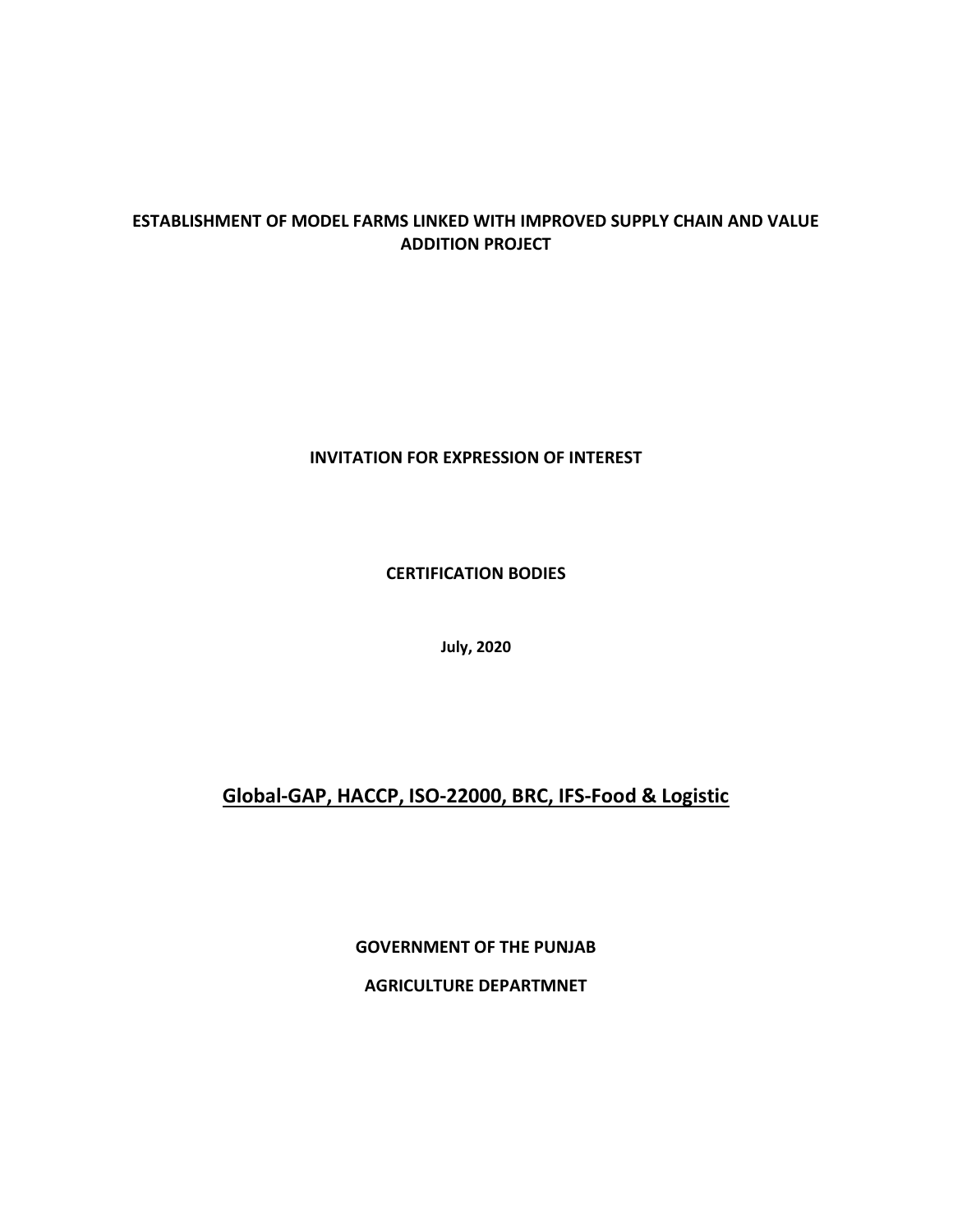# ESTABLISHMENT OF MODEL FARMS LINKED WITH IMPROVED SUPPLY CHAIN AND VALUE ADDITION PROJECT

**INVITATION FOR EXPRESSION OF INTEREST**

**CERTIFICATION BODIES**

**July, 2020**

## Global-GAP, HACCP, ISO-22000, BRC, IFS-Food & Logistic

**GOVERNMENT OF THE PUNJAB**

**AGRICULTURE DEPARTMNET**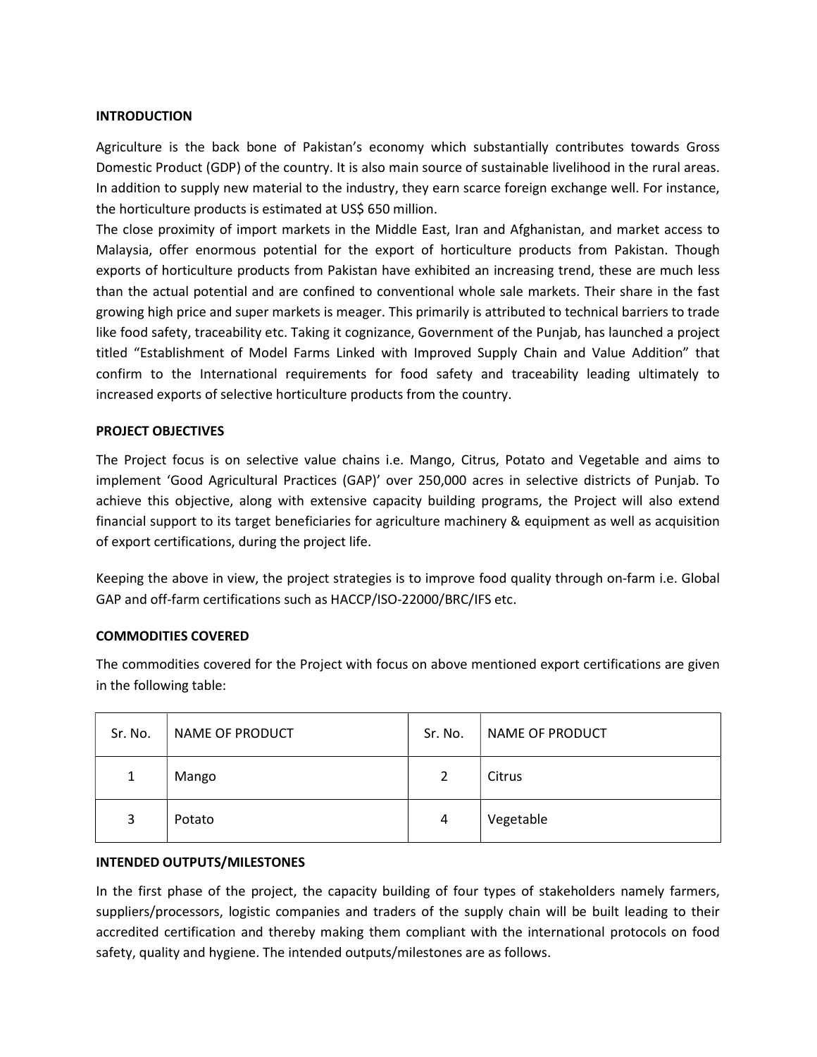**INTRODUCTION**

Agriculture is the back bone of Pakistan's economy which substantially contributes towards Gross Domestic Product (GDP) of the country. It is also main source of sustainable livelihood in the rural areas. In addition to supply new material to the industry, they earn scarce foreign exchange well. For instance, the horticulture products is estimated at US$ 650 million.

The close proximity of import markets in the Middle East, Iran and Afghanistan, and market access to Malaysia, offer enormous potential for the export of horticulture products from Pakistan. Though exports of horticulture products from Pakistan have exhibited an increasing trend, these are much less than the actual potential and are confined to conventional whole sale markets. Their share in the fast growing high price and super markets is meager. This primarily is attributed to technical barriers to trade like food safety, traceability etc. Taking it cognizance, Government of the Punjab, has launched a project titled "Establishment of Model Farms Linked with Improved Supply Chain and Value Addition" that confirm to the International requirements for food safety and traceability leading ultimately to increased exports of selective horticulture products from the country.

**PROJECT OBJECTIVES**

The Project focus is on selective value chains i.e. Mango, Citrus, Potato and Vegetable and aims to implement 'Good Agricultural Practices (GAP)' over 250,000 acres in selective districts of Punjab. To achieve this objective, along with extensive capacity building programs, the Project will also extend financial support to its target beneficiaries for agriculture machinery & equipment as well as acquisition of export certifications, during the project life.

Keeping the above in view, the project strategies is to improve food quality through on-farm i.e. Global GAP and off-farm certifications such as HACCP/ISO-22000/BRC/IFS etc.

**COMMODITIES COVERED**

The commodities covered for the Project with focus on above mentioned export certifications are given in the following table:

| Sr. No. | NAME OF PRODUCT | Sr. No. | NAME OF PRODUCT |
|---|---|---|---|
| 1 | Mango | 2 | Citrus |
| 3 | Potato | 4 | Vegetable |

**INTENDED OUTPUTS/MILESTONES**

In the first phase of the project, the capacity building of four types of stakeholders namely farmers, suppliers/processors, logistic companies and traders of the supply chain will be built leading to their accredited certification and thereby making them compliant with the international protocols on food safety, quality and hygiene. The intended outputs/milestones are as follows.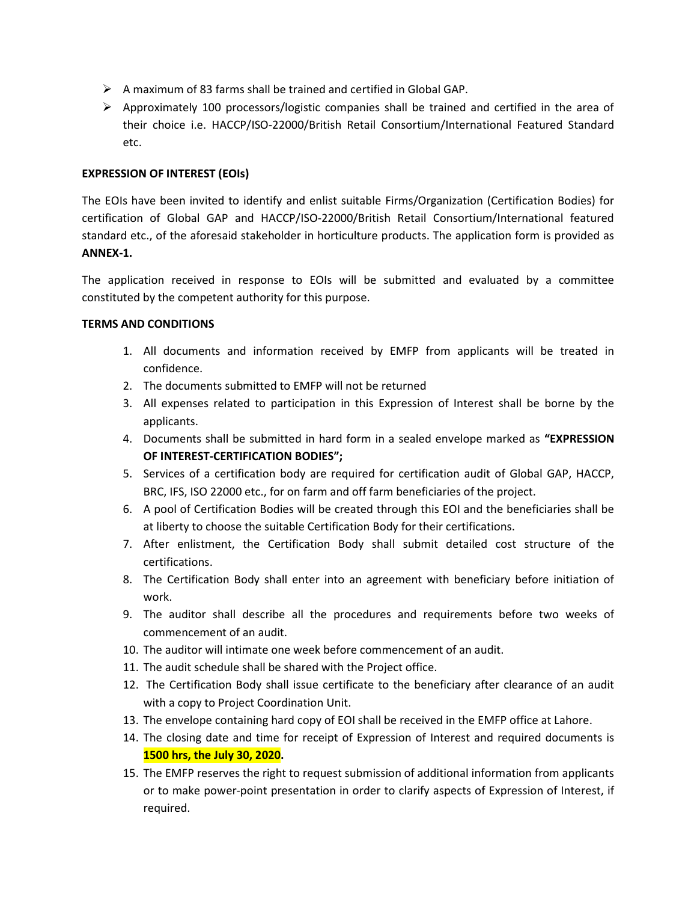- A maximum of 83 farms shall be trained and certified in Global GAP.
- Approximately 100 processors/logistic companies shall be trained and certified in the area of their choice i.e. HACCP/ISO-22000/British Retail Consortium/International Featured Standard etc.

**EXPRESSION OF INTEREST (EOIs)**

The EOIs have been invited to identify and enlist suitable Firms/Organization (Certification Bodies) for certification of Global GAP and HACCP/ISO-22000/British Retail Consortium/International featured standard etc., of the aforesaid stakeholder in horticulture products. The application form is provided as **ANNEX-1.**

The application received in response to EOIs will be submitted and evaluated by a committee constituted by the competent authority for this purpose.

**TERMS AND CONDITIONS**

1. All documents and information received by EMFP from applicants will be treated in confidence.
2. The documents submitted to EMFP will not be returned
3. All expenses related to participation in this Expression of Interest shall be borne by the applicants.
4. Documents shall be submitted in hard form in a sealed envelope marked as **"EXPRESSION OF INTEREST-CERTIFICATION BODIES";**
5. Services of a certification body are required for certification audit of Global GAP, HACCP, BRC, IFS, ISO 22000 etc., for on farm and off farm beneficiaries of the project.
6. A pool of Certification Bodies will be created through this EOI and the beneficiaries shall be at liberty to choose the suitable Certification Body for their certifications.
7. After enlistment, the Certification Body shall submit detailed cost structure of the certifications.
8. The Certification Body shall enter into an agreement with beneficiary before initiation of work.
9. The auditor shall describe all the procedures and requirements before two weeks of commencement of an audit.
10. The auditor will intimate one week before commencement of an audit.
11. The audit schedule shall be shared with the Project office.
12. The Certification Body shall issue certificate to the beneficiary after clearance of an audit with a copy to Project Coordination Unit.
13. The envelope containing hard copy of EOI shall be received in the EMFP office at Lahore.
14. The closing date and time for receipt of Expression of Interest and required documents is **1500 hrs, the July 30, 2020.**
15. The EMFP reserves the right to request submission of additional information from applicants or to make power-point presentation in order to clarify aspects of Expression of Interest, if required.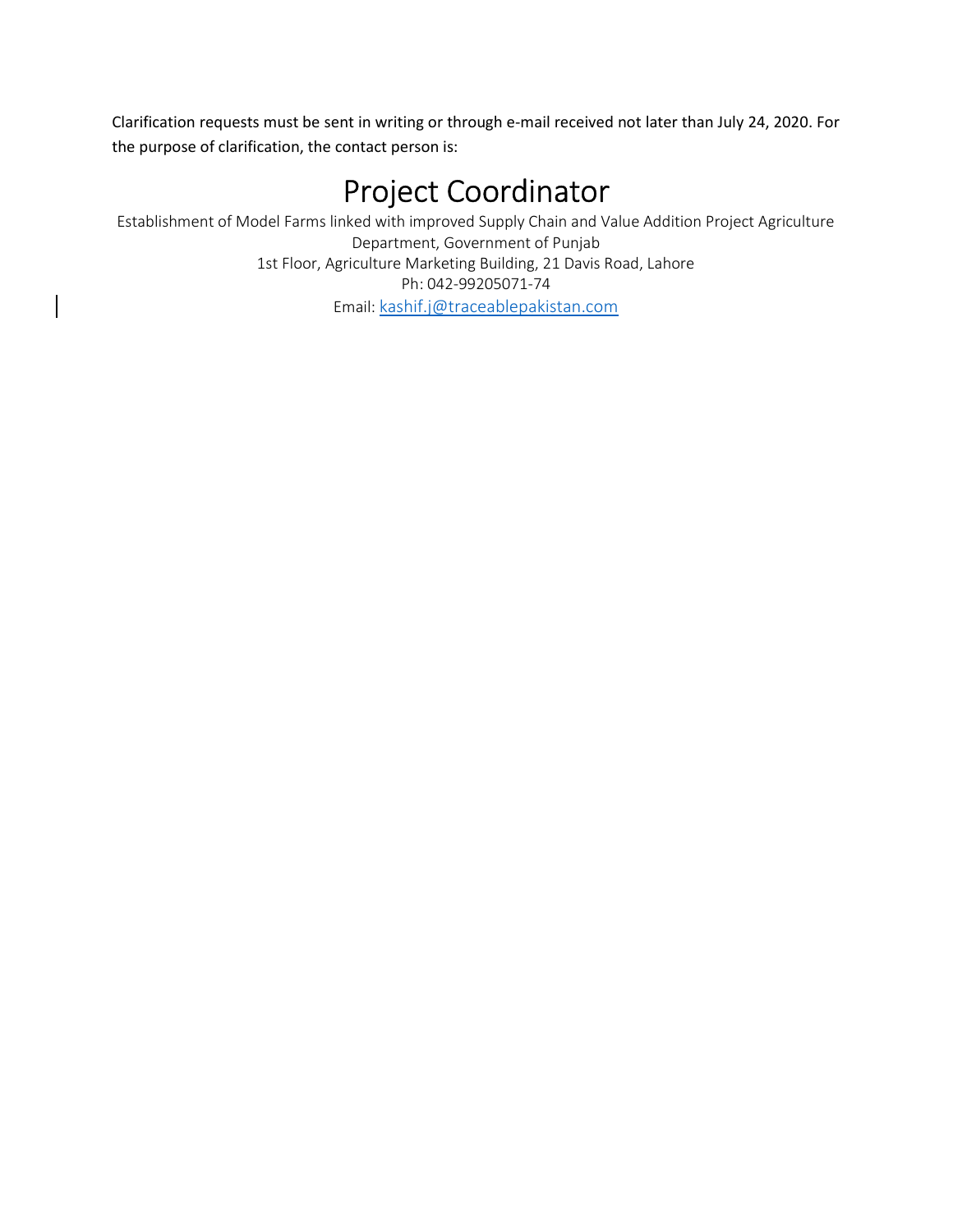Clarification requests must be sent in writing or through e-mail received not later than July 24, 2020. For the purpose of clarification, the contact person is:

# Project Coordinator

Establishment of Model Farms linked with improved Supply Chain and Value Addition Project Agriculture Department, Government of Punjab
1st Floor, Agriculture Marketing Building, 21 Davis Road, Lahore
Ph: 042-99205071-74
Email: kashif.j@traceablepakistan.com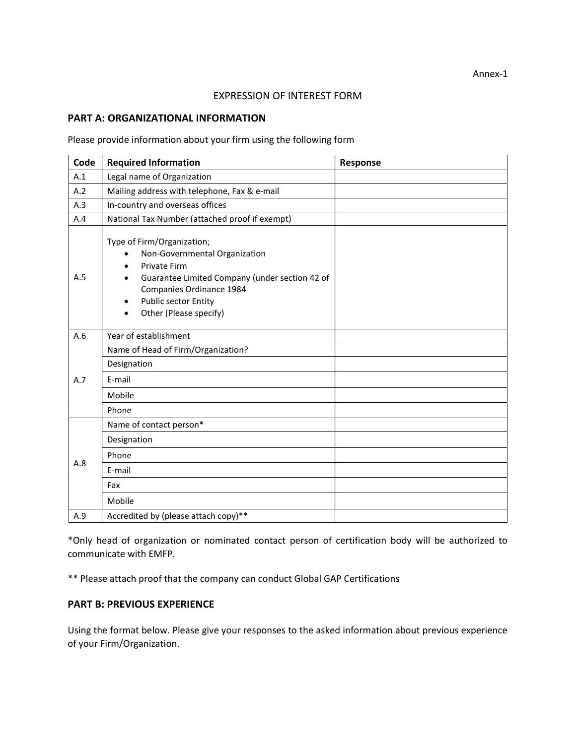Annex-1

EXPRESSION OF INTEREST FORM

## PART A: ORGANIZATIONAL INFORMATION

Please provide information about your firm using the following form

| Code | Required Information | Response |
|---|---|---|
| A.1 | Legal name of Organization | |
| A.2 | Mailing address with telephone, Fax & e-mail | |
| A.3 | In-country and overseas offices | |
| A.4 | National Tax Number (attached proof if exempt) | |
| A.5 | Type of Firm/Organization;<br>• Non-Governmental Organization<br>• Private Firm<br>• Guarantee Limited Company (under section 42 of Companies Ordinance 1984<br>• Public sector Entity<br>• Other (Please specify) | |
| A.6 | Year of establishment | |
| A.7 | Name of Head of Firm/Organization? | |
| | Designation | |
| | E-mail | |
| | Mobile | |
| | Phone | |
| A.8 | Name of contact person* | |
| | Designation | |
| | Phone | |
| | E-mail | |
| | Fax | |
| | Mobile | |
| A.9 | Accredited by (please attach copy)** | |

*Only head of organization or nominated contact person of certification body will be authorized to communicate with EMFP.

** Please attach proof that the company can conduct Global GAP Certifications

## PART B: PREVIOUS EXPERIENCE

Using the format below. Please give your responses to the asked information about previous experience of your Firm/Organization.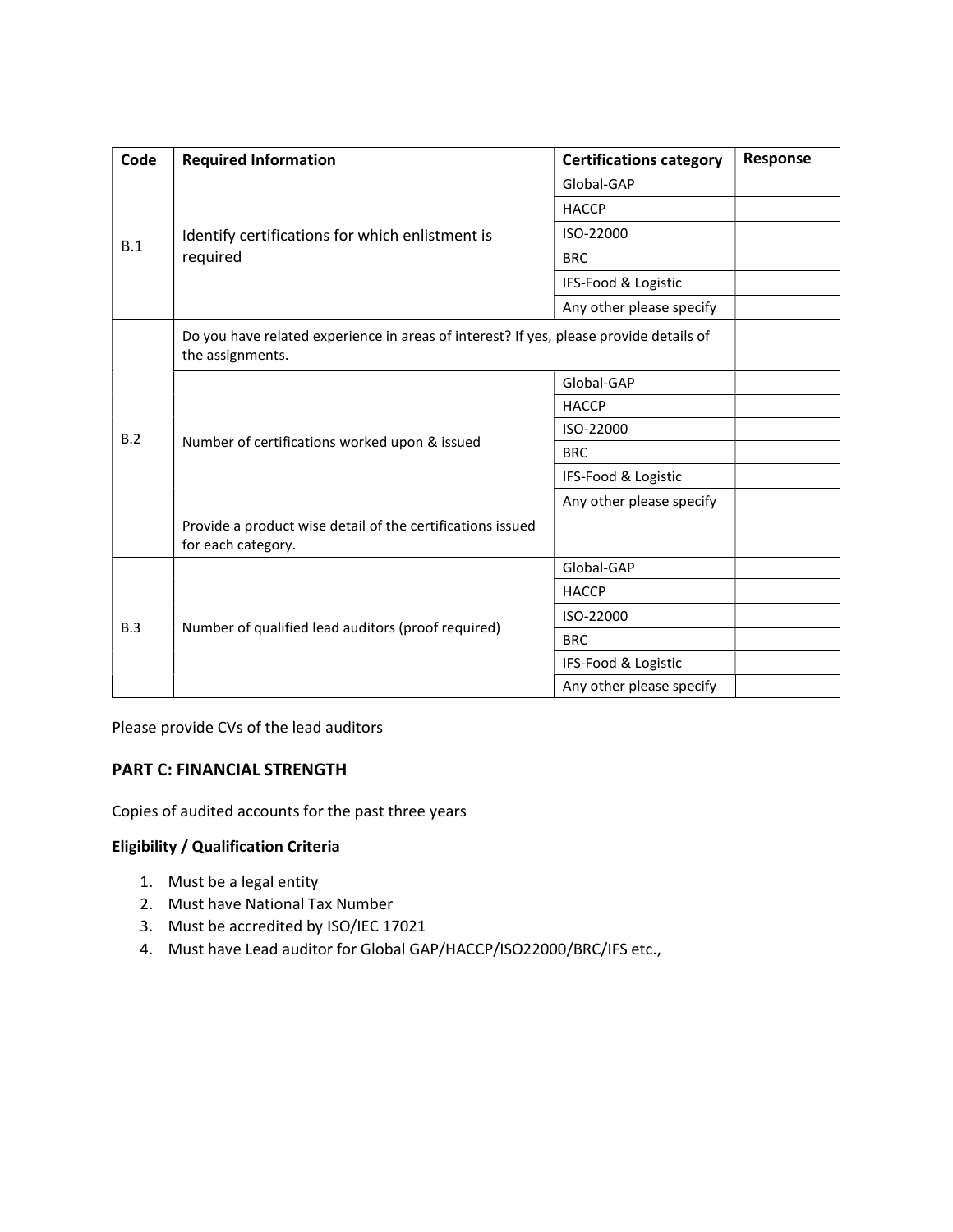| Code | Required Information | Certifications category | Response |
|---|---|---|---|
| B.1 | Identify certifications for which enlistment is required | Global-GAP | |
| | | HACCP | |
| | | ISO-22000 | |
| | | BRC | |
| | | IFS-Food & Logistic | |
| | | Any other please specify | |
| B.2 | Do you have related experience in areas of interest? If yes, please provide details of the assignments. | | |
| | Number of certifications worked upon & issued | Global-GAP | |
| | | HACCP | |
| | | ISO-22000 | |
| | | BRC | |
| | | IFS-Food & Logistic | |
| | | Any other please specify | |
| | Provide a product wise detail of the certifications issued for each category. | | |
| B.3 | Number of qualified lead auditors (proof required) | Global-GAP | |
| | | HACCP | |
| | | ISO-22000 | |
| | | BRC | |
| | | IFS-Food & Logistic | |
| | | Any other please specify | |

Please provide CVs of the lead auditors

## PART C: FINANCIAL STRENGTH

Copies of audited accounts for the past three years

**Eligibility / Qualification Criteria**

1. Must be a legal entity
2. Must have National Tax Number
3. Must be accredited by ISO/IEC 17021
4. Must have Lead auditor for Global GAP/HACCP/ISO22000/BRC/IFS etc.,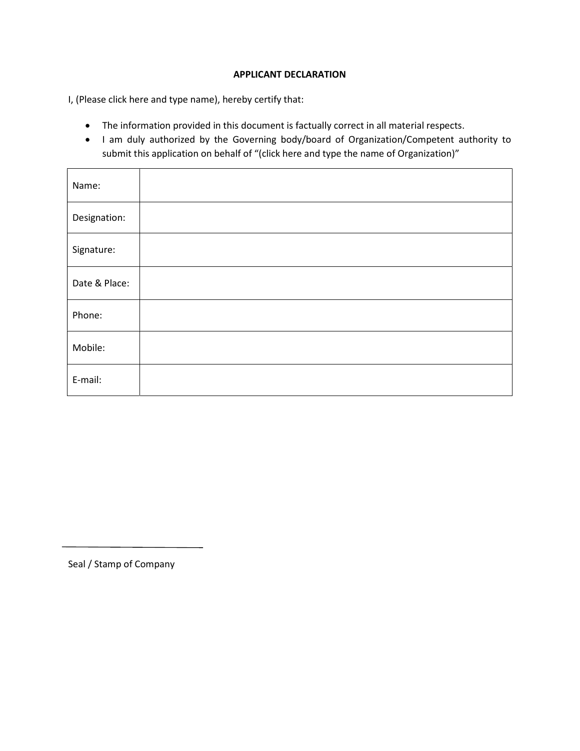**APPLICANT DECLARATION**

I, (Please click here and type name), hereby certify that:

- The information provided in this document is factually correct in all material respects.
- I am duly authorized by the Governing body/board of Organization/Competent authority to submit this application on behalf of "(click here and type the name of Organization)"

| | |
|---|---|
| Name: | |
| Designation: | |
| Signature: | |
| Date & Place: | |
| Phone: | |
| Mobile: | |
| E-mail: | |

_______________________

Seal / Stamp of Company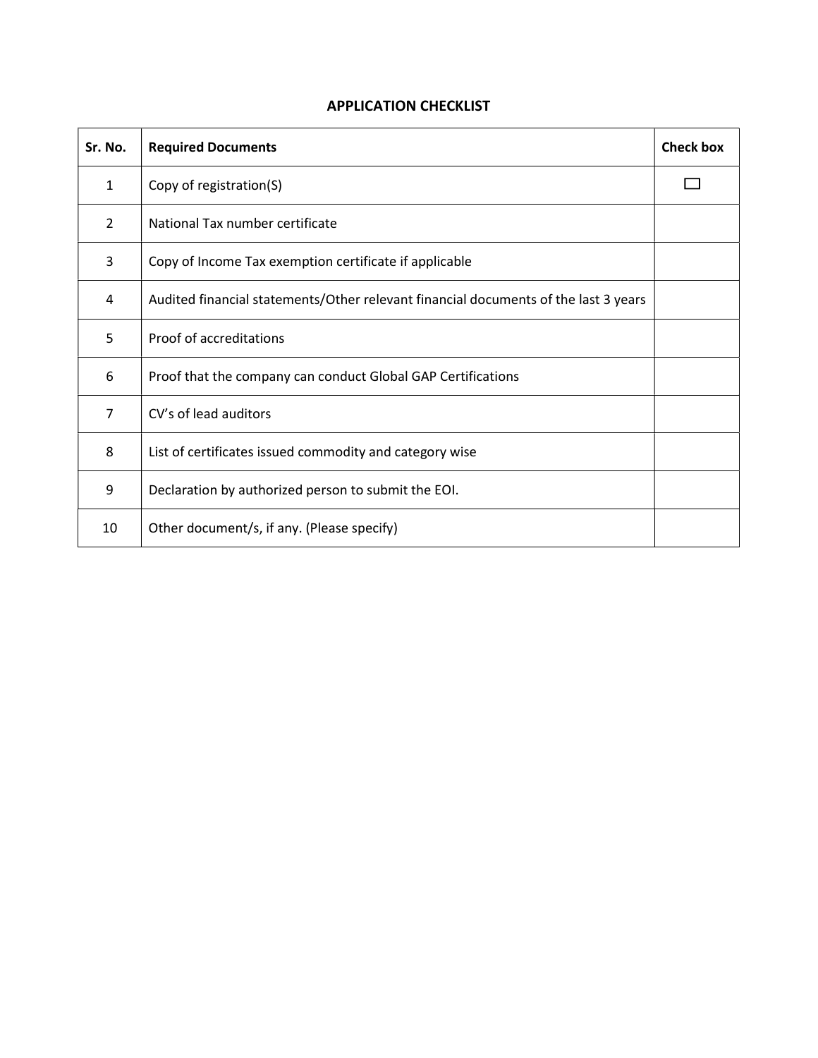## APPLICATION CHECKLIST

| Sr. No. | Required Documents | Check box |
|---|---|---|
| 1 | Copy of registration(S) | ☐ |
| 2 | National Tax number certificate | |
| 3 | Copy of Income Tax exemption certificate if applicable | |
| 4 | Audited financial statements/Other relevant financial documents of the last 3 years | |
| 5 | Proof of accreditations | |
| 6 | Proof that the company can conduct Global GAP Certifications | |
| 7 | CV's of lead auditors | |
| 8 | List of certificates issued commodity and category wise | |
| 9 | Declaration by authorized person to submit the EOI. | |
| 10 | Other document/s, if any. (Please specify) | |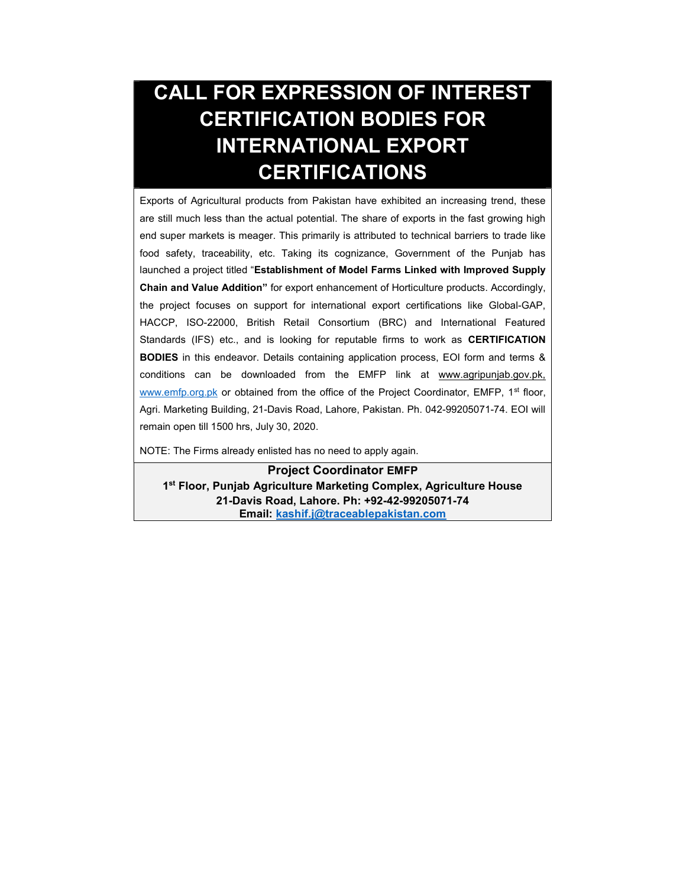# CALL FOR EXPRESSION OF INTEREST CERTIFICATION BODIES FOR INTERNATIONAL EXPORT CERTIFICATIONS

Exports of Agricultural products from Pakistan have exhibited an increasing trend, these are still much less than the actual potential. The share of exports in the fast growing high end super markets is meager. This primarily is attributed to technical barriers to trade like food safety, traceability, etc. Taking its cognizance, Government of the Punjab has launched a project titled "**Establishment of Model Farms Linked with Improved Supply Chain and Value Addition"** for export enhancement of Horticulture products. Accordingly, the project focuses on support for international export certifications like Global-GAP, HACCP, ISO-22000, British Retail Consortium (BRC) and International Featured Standards (IFS) etc., and is looking for reputable firms to work as **CERTIFICATION BODIES** in this endeavor. Details containing application process, EOI form and terms & conditions can be downloaded from the EMFP link at www.agripunjab.gov.pk, www.emfp.org.pk or obtained from the office of the Project Coordinator, EMFP, 1st floor, Agri. Marketing Building, 21-Davis Road, Lahore, Pakistan. Ph. 042-99205071-74. EOI will remain open till 1500 hrs, July 30, 2020.

NOTE: The Firms already enlisted has no need to apply again.

**Project Coordinator EMFP**
**1st Floor, Punjab Agriculture Marketing Complex, Agriculture House**
**21-Davis Road, Lahore. Ph: +92-42-99205071-74**
**Email: kashif.j@traceablepakistan.com**